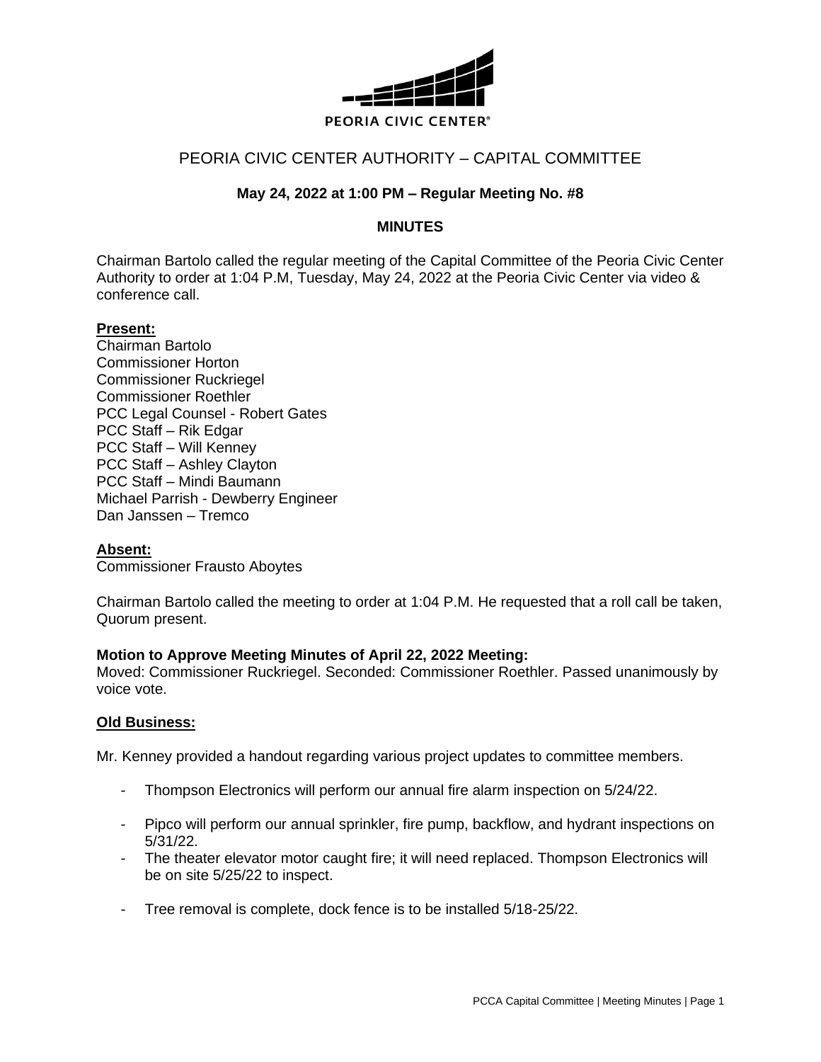PEORIA CIVIC CENTER®

# PEORIA CIVIC CENTER AUTHORITY – CAPITAL COMMITTEE

**May 24, 2022 at 1:00 PM – Regular Meeting No. #8**

**MINUTES**

Chairman Bartolo called the regular meeting of the Capital Committee of the Peoria Civic Center Authority to order at 1:04 P.M, Tuesday, May 24, 2022 at the Peoria Civic Center via video & conference call.

**Present:**
Chairman Bartolo
Commissioner Horton
Commissioner Ruckriegel
Commissioner Roethler
PCC Legal Counsel - Robert Gates
PCC Staff – Rik Edgar
PCC Staff – Will Kenney
PCC Staff – Ashley Clayton
PCC Staff – Mindi Baumann
Michael Parrish - Dewberry Engineer
Dan Janssen – Tremco

**Absent:**
Commissioner Frausto Aboytes

Chairman Bartolo called the meeting to order at 1:04 P.M. He requested that a roll call be taken, Quorum present.

**Motion to Approve Meeting Minutes of April 22, 2022 Meeting:**
Moved: Commissioner Ruckriegel. Seconded: Commissioner Roethler. Passed unanimously by voice vote.

**Old Business:**

Mr. Kenney provided a handout regarding various project updates to committee members.

- Thompson Electronics will perform our annual fire alarm inspection on 5/24/22.
- Pipco will perform our annual sprinkler, fire pump, backflow, and hydrant inspections on 5/31/22.
- The theater elevator motor caught fire; it will need replaced. Thompson Electronics will be on site 5/25/22 to inspect.
- Tree removal is complete, dock fence is to be installed 5/18-25/22.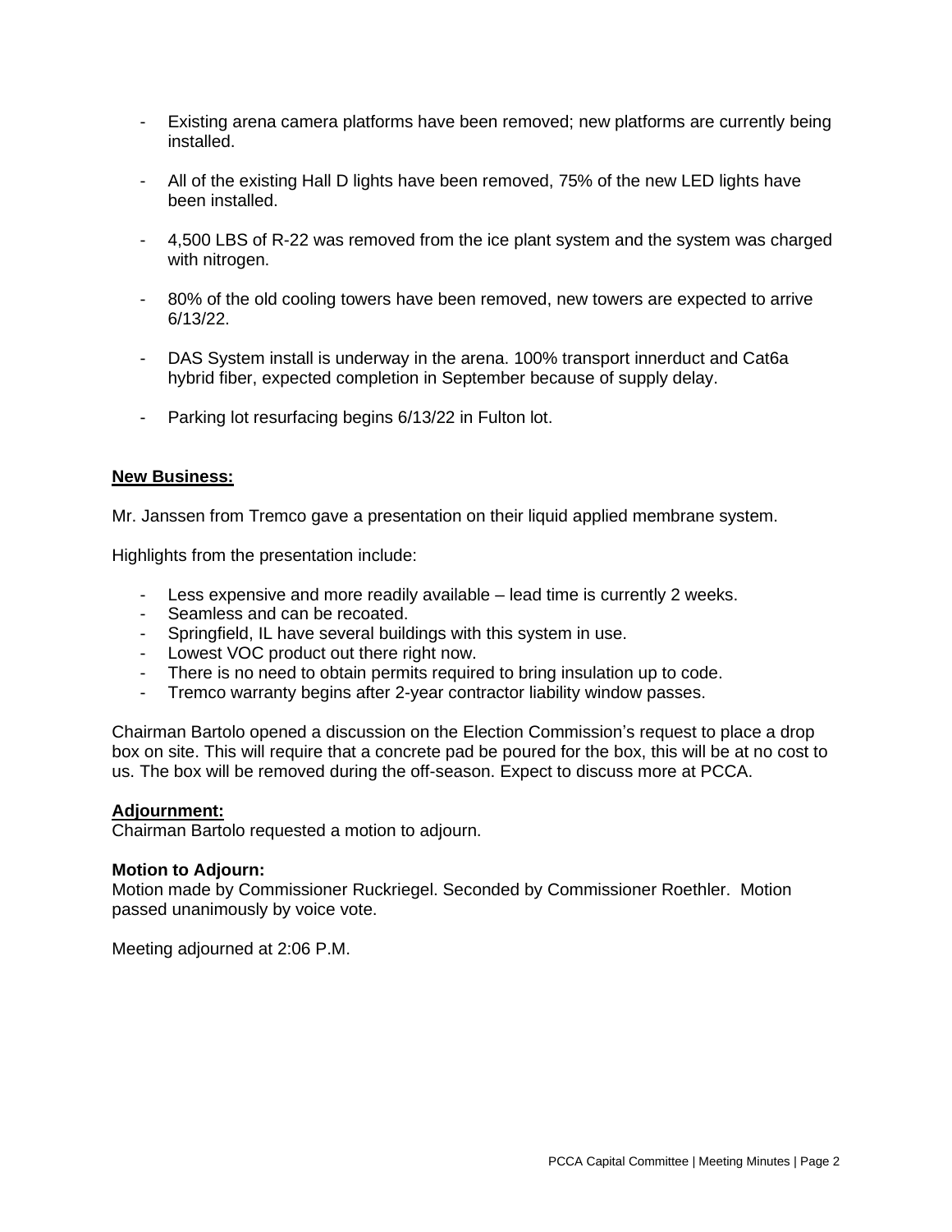- Existing arena camera platforms have been removed; new platforms are currently being installed.

- All of the existing Hall D lights have been removed, 75% of the new LED lights have been installed.

- 4,500 LBS of R-22 was removed from the ice plant system and the system was charged with nitrogen.

- 80% of the old cooling towers have been removed, new towers are expected to arrive 6/13/22.

- DAS System install is underway in the arena. 100% transport innerduct and Cat6a hybrid fiber, expected completion in September because of supply delay.

- Parking lot resurfacing begins 6/13/22 in Fulton lot.

**New Business:**

Mr. Janssen from Tremco gave a presentation on their liquid applied membrane system.

Highlights from the presentation include:

- Less expensive and more readily available – lead time is currently 2 weeks.
- Seamless and can be recoated.
- Springfield, IL have several buildings with this system in use.
- Lowest VOC product out there right now.
- There is no need to obtain permits required to bring insulation up to code.
- Tremco warranty begins after 2-year contractor liability window passes.

Chairman Bartolo opened a discussion on the Election Commission's request to place a drop box on site. This will require that a concrete pad be poured for the box, this will be at no cost to us. The box will be removed during the off-season. Expect to discuss more at PCCA.

**Adjournment:**
Chairman Bartolo requested a motion to adjourn.

**Motion to Adjourn:**
Motion made by Commissioner Ruckriegel. Seconded by Commissioner Roethler. Motion passed unanimously by voice vote.

Meeting adjourned at 2:06 P.M.